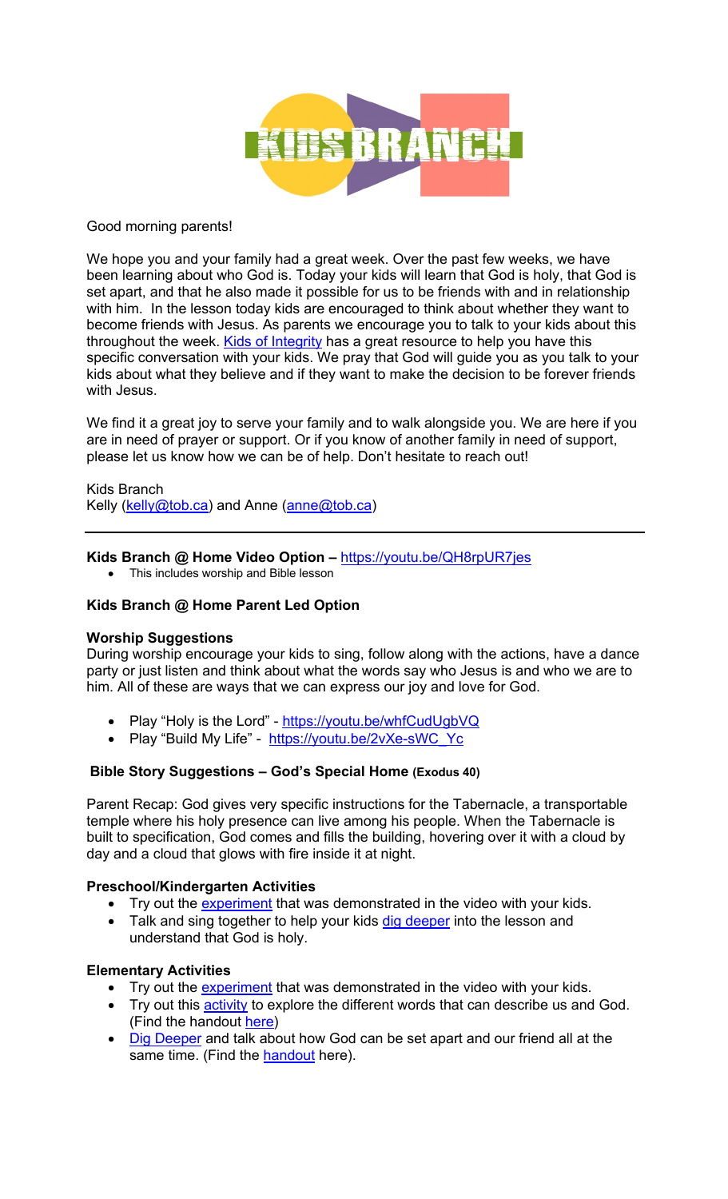Good morning parents!

We hope you and your family had a great week. Over the past few weeks, we have been learning about who God is. Today your kids will learn that God is holy, that God is set apart, and that he also made it possible for us to be friends with and in relationship with him. In the lesson today kids are encouraged to think about whether they want to become friends with Jesus. As parents we encourage you to talk to your kids about this throughout the week. Kids of Integrity has a great resource to help you have this specific conversation with your kids. We pray that God will guide you as you talk to your kids about what they believe and if they want to make the decision to be forever friends with Jesus.

We find it a great joy to serve your family and to walk alongside you. We are here if you are in need of prayer or support. Or if you know of another family in need of support, please let us know how we can be of help. Don't hesitate to reach out!

Kids Branch
Kelly (kelly@tob.ca) and Anne (anne@tob.ca)

---

**Kids Branch @ Home Video Option –** https://youtu.be/QH8rpUR7jes

- This includes worship and Bible lesson

**Kids Branch @ Home Parent Led Option**

**Worship Suggestions**
During worship encourage your kids to sing, follow along with the actions, have a dance party or just listen and think about what the words say who Jesus is and who we are to him. All of these are ways that we can express our joy and love for God.

- Play "Holy is the Lord" - https://youtu.be/whfCudUgbVQ
- Play "Build My Life" - https://youtu.be/2vXe-sWC_Yc

**Bible Story Suggestions – God's Special Home (Exodus 40)**

Parent Recap: God gives very specific instructions for the Tabernacle, a transportable temple where his holy presence can live among his people. When the Tabernacle is built to specification, God comes and fills the building, hovering over it with a cloud by day and a cloud that glows with fire inside it at night.

**Preschool/Kindergarten Activities**

- Try out the experiment that was demonstrated in the video with your kids.
- Talk and sing together to help your kids dig deeper into the lesson and understand that God is holy.

**Elementary Activities**

- Try out the experiment that was demonstrated in the video with your kids.
- Try out this activity to explore the different words that can describe us and God. (Find the handout here)
- Dig Deeper and talk about how God can be set apart and our friend all at the same time. (Find the handout here).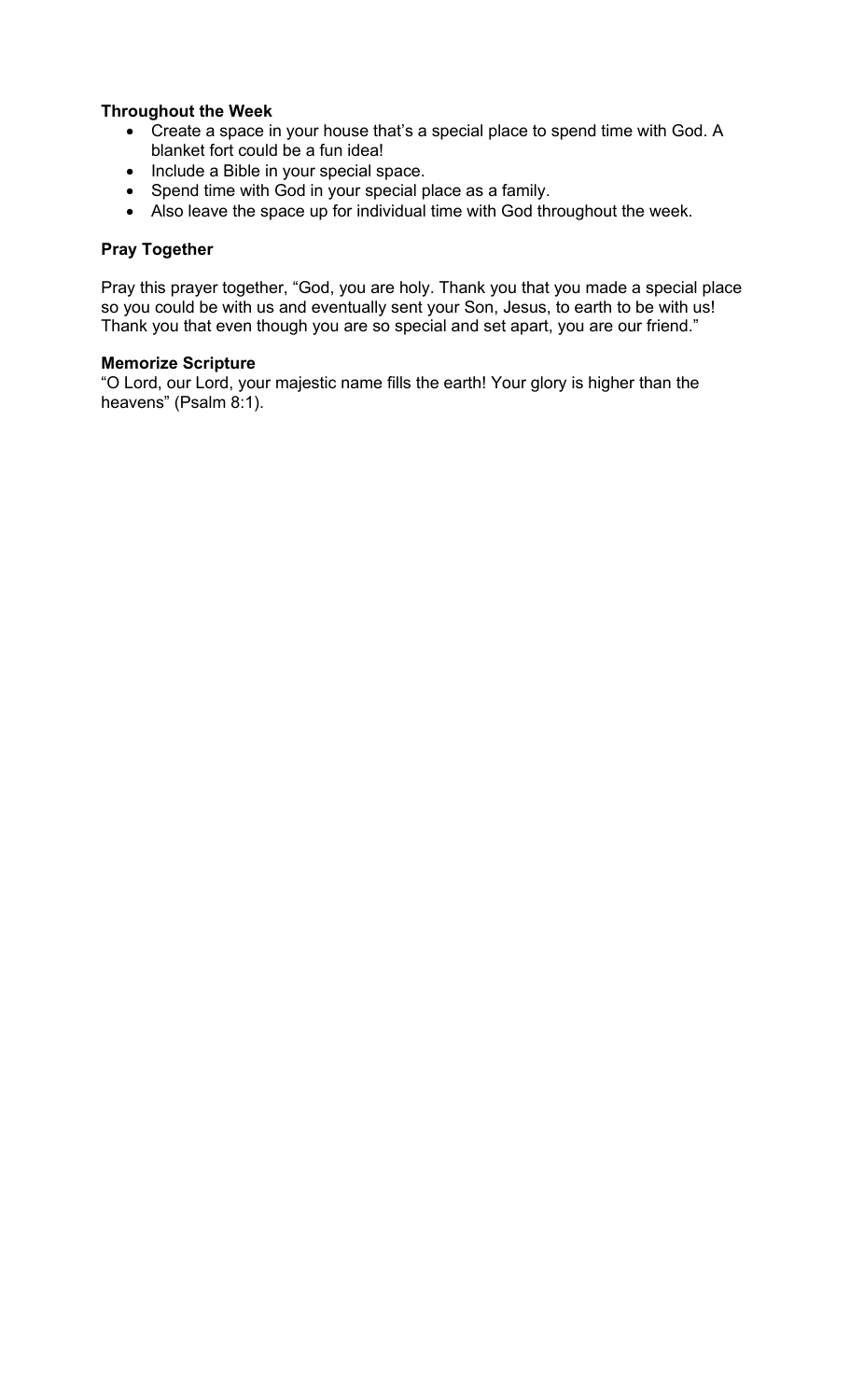**Throughout the Week**

- Create a space in your house that's a special place to spend time with God. A blanket fort could be a fun idea!
- Include a Bible in your special space.
- Spend time with God in your special place as a family.
- Also leave the space up for individual time with God throughout the week.

**Pray Together**

Pray this prayer together, "God, you are holy. Thank you that you made a special place so you could be with us and eventually sent your Son, Jesus, to earth to be with us! Thank you that even though you are so special and set apart, you are our friend."

**Memorize Scripture**

"O Lord, our Lord, your majestic name fills the earth! Your glory is higher than the heavens" (Psalm 8:1).